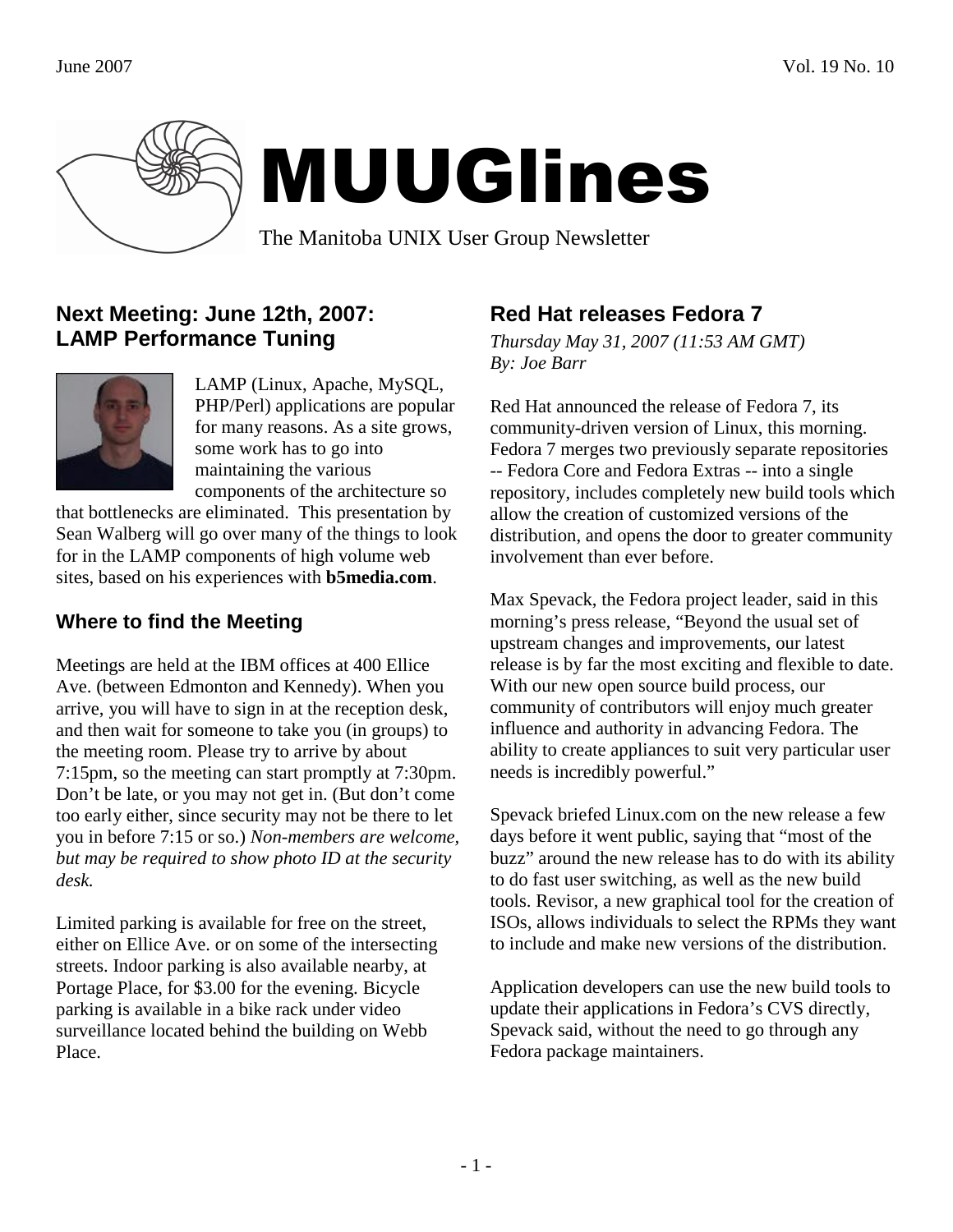# MUUGlines

The Manitoba UNIX User Group Newsletter

## Next Meeting: June 12th, 2007: LAMP Performance Tuning

LAMP (Linux, Apache, MySQL, PHP/Perl) applications are popular for many reasons. As a site grows, some work has to go into maintaining the various components of the architecture so that bottlenecks are eliminated. This presentation by Sean Walberg will go over many of the things to look for in the LAMP components of high volume web sites, based on his experiences with **b5media.com**.

### Where to find the Meeting

Meetings are held at the IBM offices at 400 Ellice Ave. (between Edmonton and Kennedy). When you arrive, you will have to sign in at the reception desk, and then wait for someone to take you (in groups) to the meeting room. Please try to arrive by about 7:15pm, so the meeting can start promptly at 7:30pm. Don't be late, or you may not get in. (But don't come too early either, since security may not be there to let you in before 7:15 or so.) *Non-members are welcome, but may be required to show photo ID at the security desk.*

Limited parking is available for free on the street, either on Ellice Ave. or on some of the intersecting streets. Indoor parking is also available nearby, at Portage Place, for $3.00 for the evening. Bicycle parking is available in a bike rack under video surveillance located behind the building on Webb Place.

## Red Hat releases Fedora 7

*Thursday May 31, 2007 (11:53 AM GMT)*
*By: Joe Barr*

Red Hat announced the release of Fedora 7, its community-driven version of Linux, this morning. Fedora 7 merges two previously separate repositories -- Fedora Core and Fedora Extras -- into a single repository, includes completely new build tools which allow the creation of customized versions of the distribution, and opens the door to greater community involvement than ever before.

Max Spevack, the Fedora project leader, said in this morning's press release, "Beyond the usual set of upstream changes and improvements, our latest release is by far the most exciting and flexible to date. With our new open source build process, our community of contributors will enjoy much greater influence and authority in advancing Fedora. The ability to create appliances to suit very particular user needs is incredibly powerful."

Spevack briefed Linux.com on the new release a few days before it went public, saying that "most of the buzz" around the new release has to do with its ability to do fast user switching, as well as the new build tools. Revisor, a new graphical tool for the creation of ISOs, allows individuals to select the RPMs they want to include and make new versions of the distribution.

Application developers can use the new build tools to update their applications in Fedora's CVS directly, Spevack said, without the need to go through any Fedora package maintainers.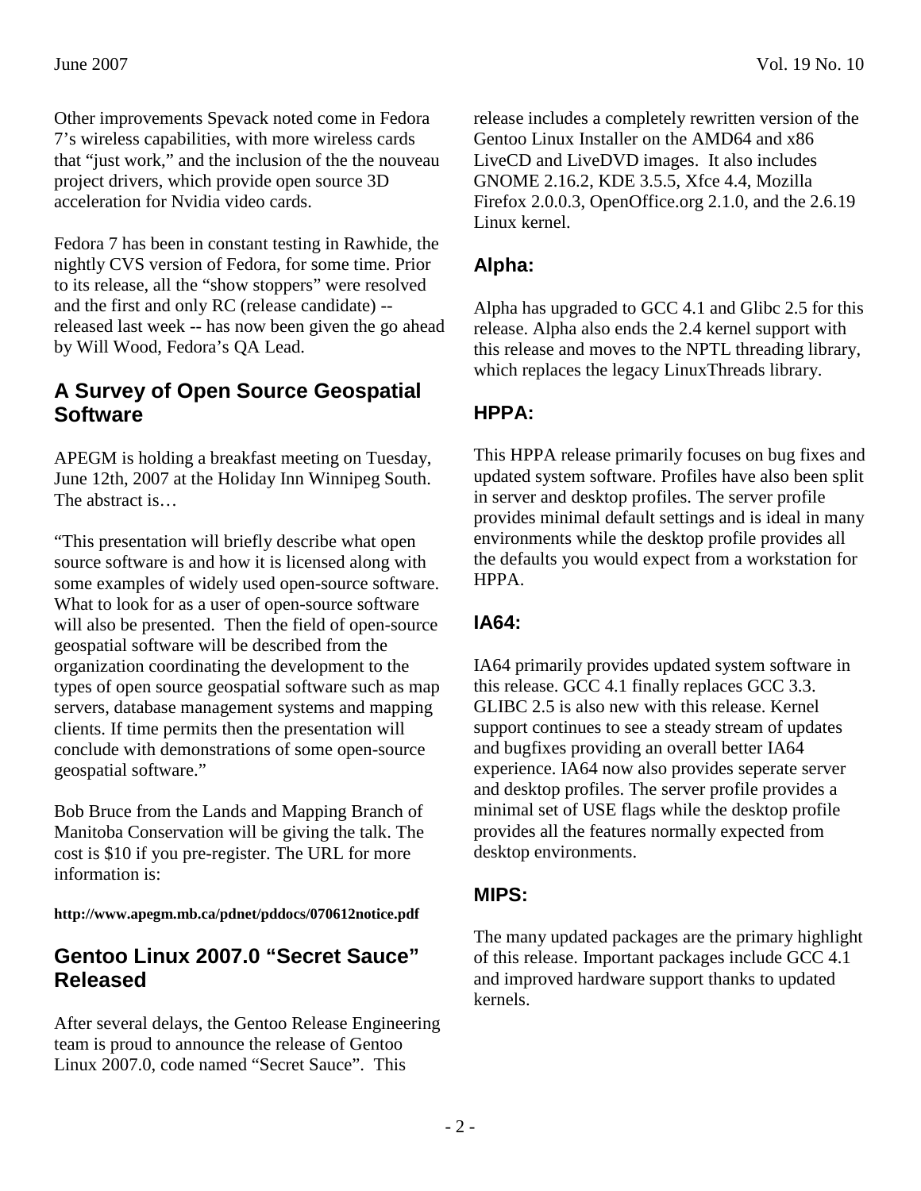Other improvements Spevack noted come in Fedora 7's wireless capabilities, with more wireless cards that "just work," and the inclusion of the the nouveau project drivers, which provide open source 3D acceleration for Nvidia video cards.

Fedora 7 has been in constant testing in Rawhide, the nightly CVS version of Fedora, for some time. Prior to its release, all the "show stoppers" were resolved and the first and only RC (release candidate) -- released last week -- has now been given the go ahead by Will Wood, Fedora's QA Lead.

## A Survey of Open Source Geospatial Software

APEGM is holding a breakfast meeting on Tuesday, June 12th, 2007 at the Holiday Inn Winnipeg South. The abstract is…

"This presentation will briefly describe what open source software is and how it is licensed along with some examples of widely used open-source software. What to look for as a user of open-source software will also be presented. Then the field of open-source geospatial software will be described from the organization coordinating the development to the types of open source geospatial software such as map servers, database management systems and mapping clients. If time permits then the presentation will conclude with demonstrations of some open-source geospatial software."

Bob Bruce from the Lands and Mapping Branch of Manitoba Conservation will be giving the talk. The cost is $10 if you pre-register. The URL for more information is:

**http://www.apegm.mb.ca/pdnet/pddocs/070612notice.pdf**

## Gentoo Linux 2007.0 "Secret Sauce" Released

After several delays, the Gentoo Release Engineering team is proud to announce the release of Gentoo Linux 2007.0, code named "Secret Sauce". This release includes a completely rewritten version of the Gentoo Linux Installer on the AMD64 and x86 LiveCD and LiveDVD images. It also includes GNOME 2.16.2, KDE 3.5.5, Xfce 4.4, Mozilla Firefox 2.0.0.3, OpenOffice.org 2.1.0, and the 2.6.19 Linux kernel.

### Alpha:

Alpha has upgraded to GCC 4.1 and Glibc 2.5 for this release. Alpha also ends the 2.4 kernel support with this release and moves to the NPTL threading library, which replaces the legacy LinuxThreads library.

### HPPA:

This HPPA release primarily focuses on bug fixes and updated system software. Profiles have also been split in server and desktop profiles. The server profile provides minimal default settings and is ideal in many environments while the desktop profile provides all the defaults you would expect from a workstation for HPPA.

### IA64:

IA64 primarily provides updated system software in this release. GCC 4.1 finally replaces GCC 3.3. GLIBC 2.5 is also new with this release. Kernel support continues to see a steady stream of updates and bugfixes providing an overall better IA64 experience. IA64 now also provides seperate server and desktop profiles. The server profile provides a minimal set of USE flags while the desktop profile provides all the features normally expected from desktop environments.

### MIPS:

The many updated packages are the primary highlight of this release. Important packages include GCC 4.1 and improved hardware support thanks to updated kernels.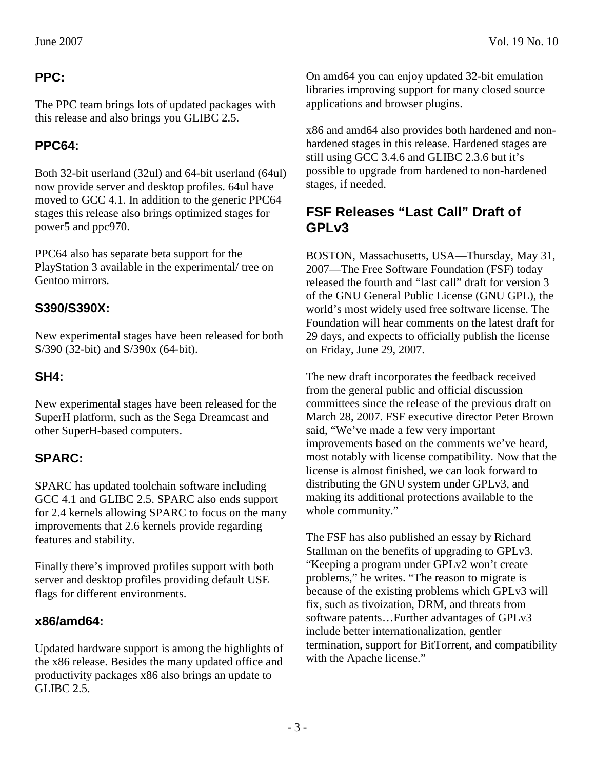### PPC:

The PPC team brings lots of updated packages with this release and also brings you GLIBC 2.5.

### PPC64:

Both 32-bit userland (32ul) and 64-bit userland (64ul) now provide server and desktop profiles. 64ul have moved to GCC 4.1. In addition to the generic PPC64 stages this release also brings optimized stages for power5 and ppc970.

PPC64 also has separate beta support for the PlayStation 3 available in the experimental/ tree on Gentoo mirrors.

### S390/S390X:

New experimental stages have been released for both S/390 (32-bit) and S/390x (64-bit).

### SH4:

New experimental stages have been released for the SuperH platform, such as the Sega Dreamcast and other SuperH-based computers.

### SPARC:

SPARC has updated toolchain software including GCC 4.1 and GLIBC 2.5. SPARC also ends support for 2.4 kernels allowing SPARC to focus on the many improvements that 2.6 kernels provide regarding features and stability.

Finally there's improved profiles support with both server and desktop profiles providing default USE flags for different environments.

### x86/amd64:

Updated hardware support is among the highlights of the x86 release. Besides the many updated office and productivity packages x86 also brings an update to GLIBC 2.5.

On amd64 you can enjoy updated 32-bit emulation libraries improving support for many closed source applications and browser plugins.

x86 and amd64 also provides both hardened and non-hardened stages in this release. Hardened stages are still using GCC 3.4.6 and GLIBC 2.3.6 but it's possible to upgrade from hardened to non-hardened stages, if needed.

## FSF Releases "Last Call" Draft of GPLv3

BOSTON, Massachusetts, USA—Thursday, May 31, 2007—The Free Software Foundation (FSF) today released the fourth and "last call" draft for version 3 of the GNU General Public License (GNU GPL), the world's most widely used free software license. The Foundation will hear comments on the latest draft for 29 days, and expects to officially publish the license on Friday, June 29, 2007.

The new draft incorporates the feedback received from the general public and official discussion committees since the release of the previous draft on March 28, 2007. FSF executive director Peter Brown said, "We've made a few very important improvements based on the comments we've heard, most notably with license compatibility. Now that the license is almost finished, we can look forward to distributing the GNU system under GPLv3, and making its additional protections available to the whole community."

The FSF has also published an essay by Richard Stallman on the benefits of upgrading to GPLv3. "Keeping a program under GPLv2 won't create problems," he writes. "The reason to migrate is because of the existing problems which GPLv3 will fix, such as tivoization, DRM, and threats from software patents…Further advantages of GPLv3 include better internationalization, gentler termination, support for BitTorrent, and compatibility with the Apache license."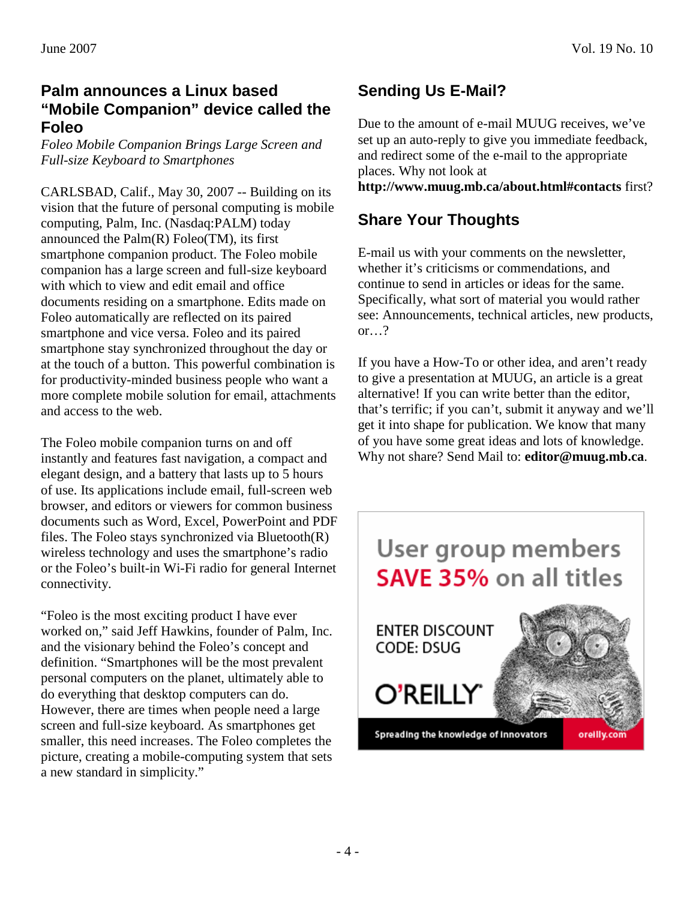## Palm announces a Linux based "Mobile Companion" device called the Foleo

*Foleo Mobile Companion Brings Large Screen and Full-size Keyboard to Smartphones*

CARLSBAD, Calif., May 30, 2007 -- Building on its vision that the future of personal computing is mobile computing, Palm, Inc. (Nasdaq:PALM) today announced the Palm(R) Foleo(TM), its first smartphone companion product. The Foleo mobile companion has a large screen and full-size keyboard with which to view and edit email and office documents residing on a smartphone. Edits made on Foleo automatically are reflected on its paired smartphone and vice versa. Foleo and its paired smartphone stay synchronized throughout the day or at the touch of a button. This powerful combination is for productivity-minded business people who want a more complete mobile solution for email, attachments and access to the web.

The Foleo mobile companion turns on and off instantly and features fast navigation, a compact and elegant design, and a battery that lasts up to 5 hours of use. Its applications include email, full-screen web browser, and editors or viewers for common business documents such as Word, Excel, PowerPoint and PDF files. The Foleo stays synchronized via Bluetooth(R) wireless technology and uses the smartphone's radio or the Foleo's built-in Wi-Fi radio for general Internet connectivity.

"Foleo is the most exciting product I have ever worked on," said Jeff Hawkins, founder of Palm, Inc. and the visionary behind the Foleo's concept and definition. "Smartphones will be the most prevalent personal computers on the planet, ultimately able to do everything that desktop computers can do. However, there are times when people need a large screen and full-size keyboard. As smartphones get smaller, this need increases. The Foleo completes the picture, creating a mobile-computing system that sets a new standard in simplicity."

## Sending Us E-Mail?

Due to the amount of e-mail MUUG receives, we've set up an auto-reply to give you immediate feedback, and redirect some of the e-mail to the appropriate places. Why not look at **http://www.muug.mb.ca/about.html#contacts** first?

## Share Your Thoughts

E-mail us with your comments on the newsletter, whether it's criticisms or commendations, and continue to send in articles or ideas for the same. Specifically, what sort of material you would rather see: Announcements, technical articles, new products, or…?

If you have a How-To or other idea, and aren't ready to give a presentation at MUUG, an article is a great alternative! If you can write better than the editor, that's terrific; if you can't, submit it anyway and we'll get it into shape for publication. We know that many of you have some great ideas and lots of knowledge. Why not share? Send Mail to: **editor@muug.mb.ca**.

User group members **SAVE 35%** on all titles

ENTER DISCOUNT CODE: DSUG

O'REILLY

Spreading the knowledge of innovators

oreilly.com